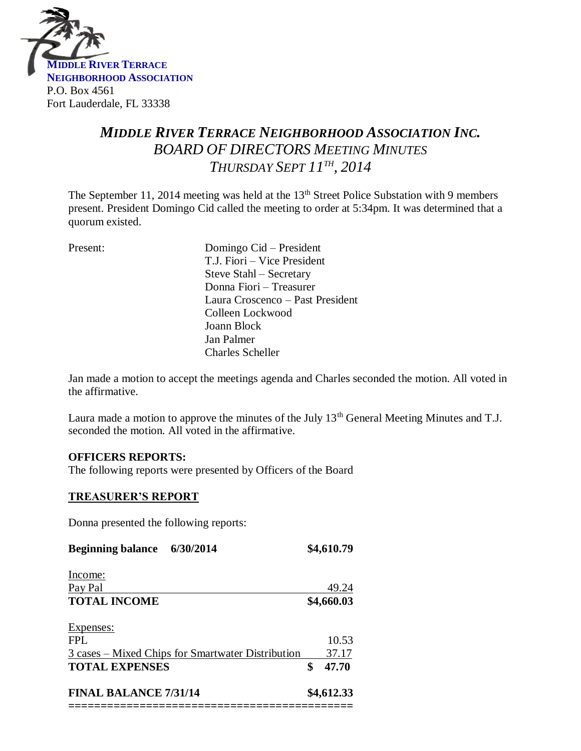**MIDDLE RIVER TERRACE**
**NEIGHBORHOOD ASSOCIATION**
P.O. Box 4561
Fort Lauderdale, FL 33338

# *MIDDLE RIVER TERRACE NEIGHBORHOOD ASSOCIATION INC.*
## *BOARD OF DIRECTORS MEETING MINUTES*
## *THURSDAY SEPT 11TH, 2014*

The September 11, 2014 meeting was held at the 13th Street Police Substation with 9 members present. President Domingo Cid called the meeting to order at 5:34pm. It was determined that a quorum existed.

Present:

- Domingo Cid – President
- T.J. Fiori – Vice President
- Steve Stahl – Secretary
- Donna Fiori – Treasurer
- Laura Croscenco – Past President
- Colleen Lockwood
- Joann Block
- Jan Palmer
- Charles Scheller

Jan made a motion to accept the meetings agenda and Charles seconded the motion. All voted in the affirmative.

Laura made a motion to approve the minutes of the July 13th General Meeting Minutes and T.J. seconded the motion. All voted in the affirmative.

**OFFICERS REPORTS:**
The following reports were presented by Officers of the Board

**TREASURER'S REPORT**

Donna presented the following reports:

| | |
|---|---|
| **Beginning balance 6/30/2014** | **$4,610.79** |
| Income: | |
| Pay Pal | 49.24 |
| **TOTAL INCOME** | **$4,660.03** |
| Expenses: | |
| FPL | 10.53 |
| 3 cases – Mixed Chips for Smartwater Distribution | 37.17 |
| **TOTAL EXPENSES** | **$ 47.70** |
| **FINAL BALANCE 7/31/14** | **$4,612.33** |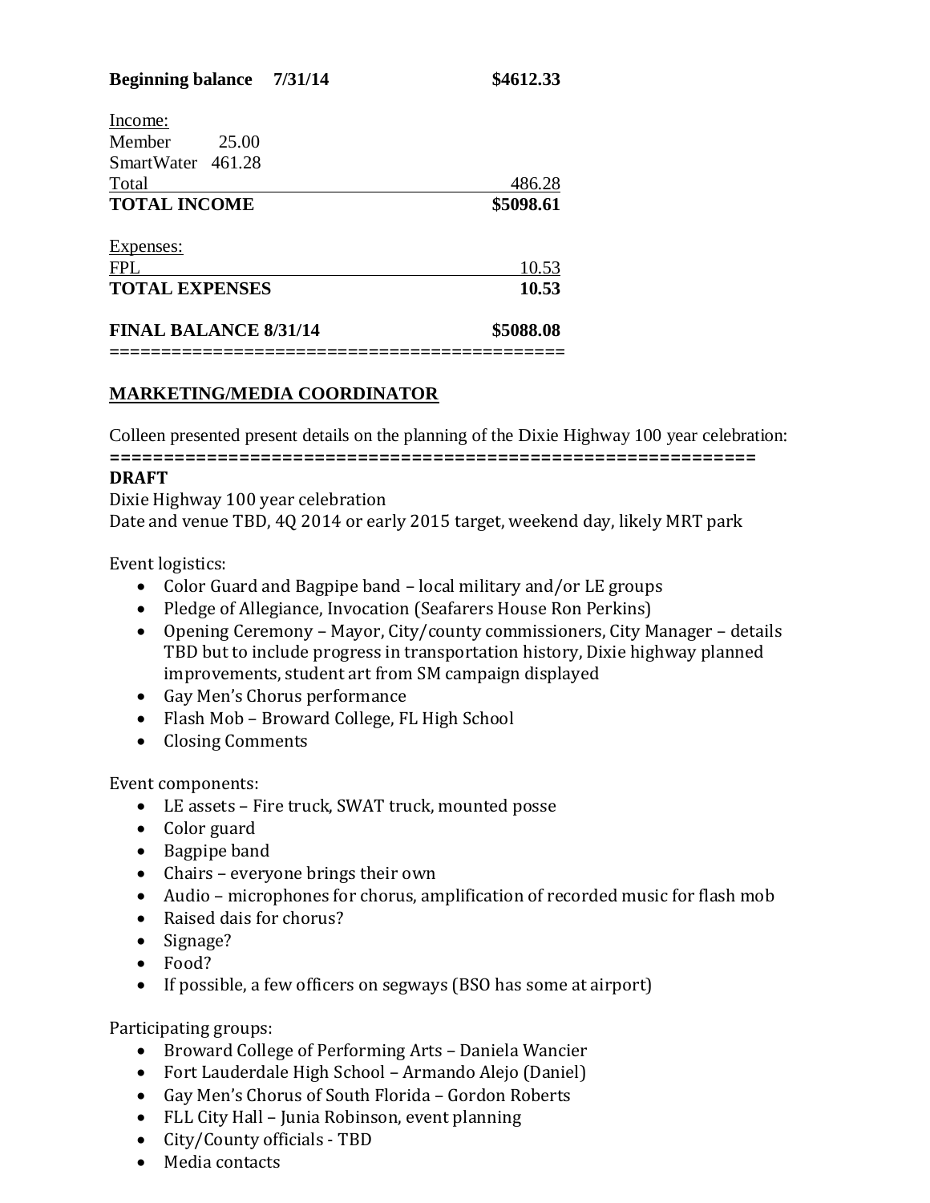| **Beginning balance 7/31/14** | | **$4612.33** |
|---|---|---|
| Income: | | |
| Member | 25.00 | |
| SmartWater | 461.28 | |
| Total | | 486.28 |
| **TOTAL INCOME** | | **$5098.61** |
| Expenses: | | |
| FPL | | 10.53 |
| **TOTAL EXPENSES** | | **10.53** |
| **FINAL BALANCE 8/31/14** | | **$5088.08** |

============================================

## MARKETING/MEDIA COORDINATOR

Colleen presented present details on the planning of the Dixie Highway 100 year celebration:

============================================================

**DRAFT**

Dixie Highway 100 year celebration

Date and venue TBD, 4Q 2014 or early 2015 target, weekend day, likely MRT park

Event logistics:

- Color Guard and Bagpipe band – local military and/or LE groups
- Pledge of Allegiance, Invocation (Seafarers House Ron Perkins)
- Opening Ceremony – Mayor, City/county commissioners, City Manager – details TBD but to include progress in transportation history, Dixie highway planned improvements, student art from SM campaign displayed
- Gay Men's Chorus performance
- Flash Mob – Broward College, FL High School
- Closing Comments

Event components:

- LE assets – Fire truck, SWAT truck, mounted posse
- Color guard
- Bagpipe band
- Chairs – everyone brings their own
- Audio – microphones for chorus, amplification of recorded music for flash mob
- Raised dais for chorus?
- Signage?
- Food?
- If possible, a few officers on segways (BSO has some at airport)

Participating groups:

- Broward College of Performing Arts – Daniela Wancier
- Fort Lauderdale High School – Armando Alejo (Daniel)
- Gay Men's Chorus of South Florida – Gordon Roberts
- FLL City Hall – Junia Robinson, event planning
- City/County officials - TBD
- Media contacts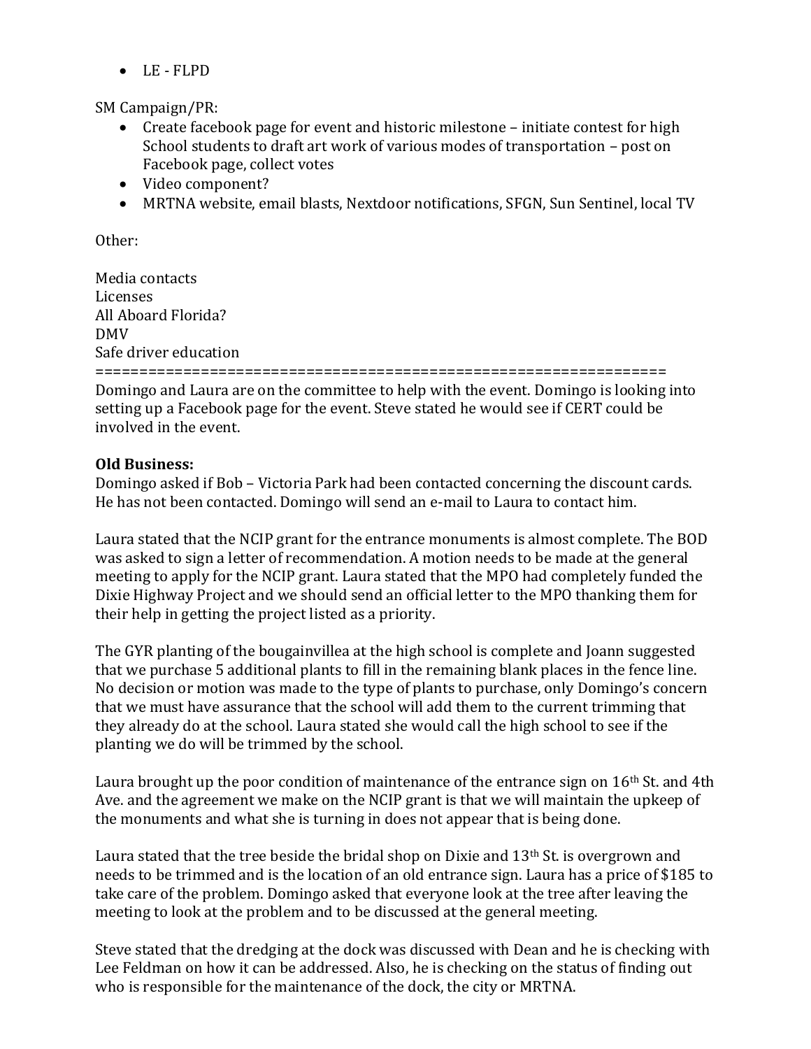- LE - FLPD

SM Campaign/PR:

- Create facebook page for event and historic milestone – initiate contest for high School students to draft art work of various modes of transportation – post on Facebook page, collect votes
- Video component?
- MRTNA website, email blasts, Nextdoor notifications, SFGN, Sun Sentinel, local TV

Other:

Media contacts
Licenses
All Aboard Florida?
DMV
Safe driver education

==================================================================

Domingo and Laura are on the committee to help with the event. Domingo is looking into setting up a Facebook page for the event. Steve stated he would see if CERT could be involved in the event.

**Old Business:**

Domingo asked if Bob – Victoria Park had been contacted concerning the discount cards. He has not been contacted. Domingo will send an e-mail to Laura to contact him.

Laura stated that the NCIP grant for the entrance monuments is almost complete. The BOD was asked to sign a letter of recommendation. A motion needs to be made at the general meeting to apply for the NCIP grant. Laura stated that the MPO had completely funded the Dixie Highway Project and we should send an official letter to the MPO thanking them for their help in getting the project listed as a priority.

The GYR planting of the bougainvillea at the high school is complete and Joann suggested that we purchase 5 additional plants to fill in the remaining blank places in the fence line. No decision or motion was made to the type of plants to purchase, only Domingo's concern that we must have assurance that the school will add them to the current trimming that they already do at the school. Laura stated she would call the high school to see if the planting we do will be trimmed by the school.

Laura brought up the poor condition of maintenance of the entrance sign on 16th St. and 4th Ave. and the agreement we make on the NCIP grant is that we will maintain the upkeep of the monuments and what she is turning in does not appear that is being done.

Laura stated that the tree beside the bridal shop on Dixie and 13th St. is overgrown and needs to be trimmed and is the location of an old entrance sign. Laura has a price of $185 to take care of the problem. Domingo asked that everyone look at the tree after leaving the meeting to look at the problem and to be discussed at the general meeting.

Steve stated that the dredging at the dock was discussed with Dean and he is checking with Lee Feldman on how it can be addressed. Also, he is checking on the status of finding out who is responsible for the maintenance of the dock, the city or MRTNA.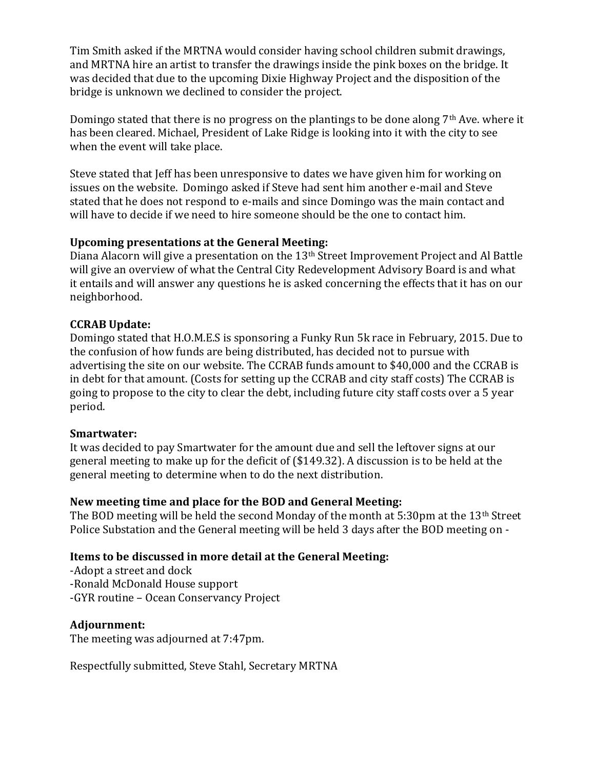Tim Smith asked if the MRTNA would consider having school children submit drawings, and MRTNA hire an artist to transfer the drawings inside the pink boxes on the bridge. It was decided that due to the upcoming Dixie Highway Project and the disposition of the bridge is unknown we declined to consider the project.

Domingo stated that there is no progress on the plantings to be done along 7th Ave. where it has been cleared. Michael, President of Lake Ridge is looking into it with the city to see when the event will take place.

Steve stated that Jeff has been unresponsive to dates we have given him for working on issues on the website. Domingo asked if Steve had sent him another e-mail and Steve stated that he does not respond to e-mails and since Domingo was the main contact and will have to decide if we need to hire someone should be the one to contact him.

**Upcoming presentations at the General Meeting:**
Diana Alacorn will give a presentation on the 13th Street Improvement Project and Al Battle will give an overview of what the Central City Redevelopment Advisory Board is and what it entails and will answer any questions he is asked concerning the effects that it has on our neighborhood.

**CCRAB Update:**
Domingo stated that H.O.M.E.S is sponsoring a Funky Run 5k race in February, 2015. Due to the confusion of how funds are being distributed, has decided not to pursue with advertising the site on our website. The CCRAB funds amount to $40,000 and the CCRAB is in debt for that amount. (Costs for setting up the CCRAB and city staff costs) The CCRAB is going to propose to the city to clear the debt, including future city staff costs over a 5 year period.

**Smartwater:**
It was decided to pay Smartwater for the amount due and sell the leftover signs at our general meeting to make up for the deficit of ($149.32). A discussion is to be held at the general meeting to determine when to do the next distribution.

**New meeting time and place for the BOD and General Meeting:**
The BOD meeting will be held the second Monday of the month at 5:30pm at the 13th Street Police Substation and the General meeting will be held 3 days after the BOD meeting on -

**Items to be discussed in more detail at the General Meeting:**
-Adopt a street and dock
-Ronald McDonald House support
-GYR routine – Ocean Conservancy Project

**Adjournment:**
The meeting was adjourned at 7:47pm.

Respectfully submitted, Steve Stahl, Secretary MRTNA